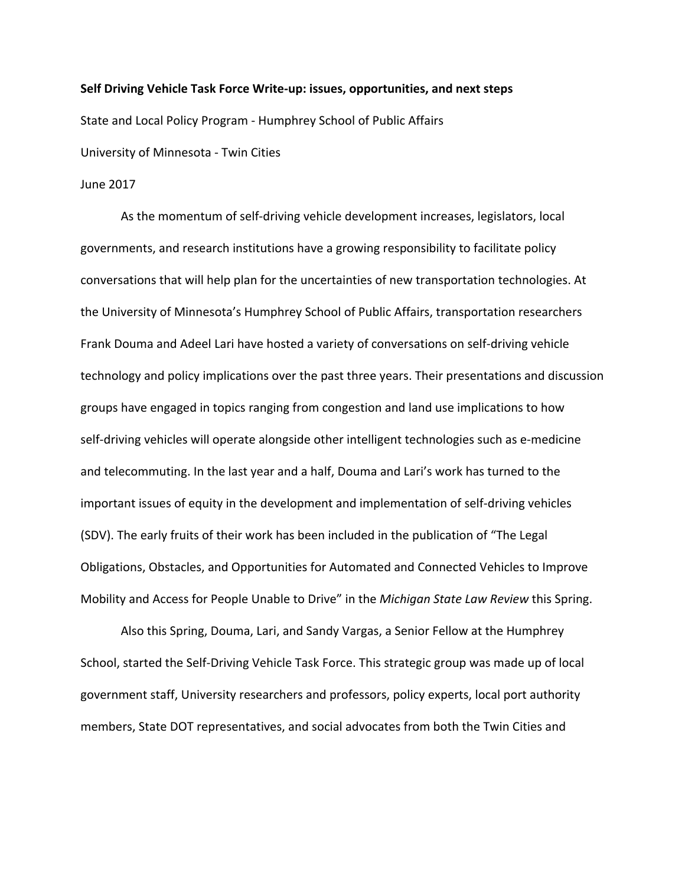**Self Driving Vehicle Task Force Write-up: issues, opportunities, and next steps**

State and Local Policy Program - Humphrey School of Public Affairs

University of Minnesota - Twin Cities

June 2017

As the momentum of self-driving vehicle development increases, legislators, local governments, and research institutions have a growing responsibility to facilitate policy conversations that will help plan for the uncertainties of new transportation technologies. At the University of Minnesota's Humphrey School of Public Affairs, transportation researchers Frank Douma and Adeel Lari have hosted a variety of conversations on self-driving vehicle technology and policy implications over the past three years. Their presentations and discussion groups have engaged in topics ranging from congestion and land use implications to how self-driving vehicles will operate alongside other intelligent technologies such as e-medicine and telecommuting. In the last year and a half, Douma and Lari's work has turned to the important issues of equity in the development and implementation of self-driving vehicles (SDV). The early fruits of their work has been included in the publication of "The Legal Obligations, Obstacles, and Opportunities for Automated and Connected Vehicles to Improve Mobility and Access for People Unable to Drive" in the *Michigan State Law Review* this Spring.

Also this Spring, Douma, Lari, and Sandy Vargas, a Senior Fellow at the Humphrey School, started the Self-Driving Vehicle Task Force. This strategic group was made up of local government staff, University researchers and professors, policy experts, local port authority members, State DOT representatives, and social advocates from both the Twin Cities and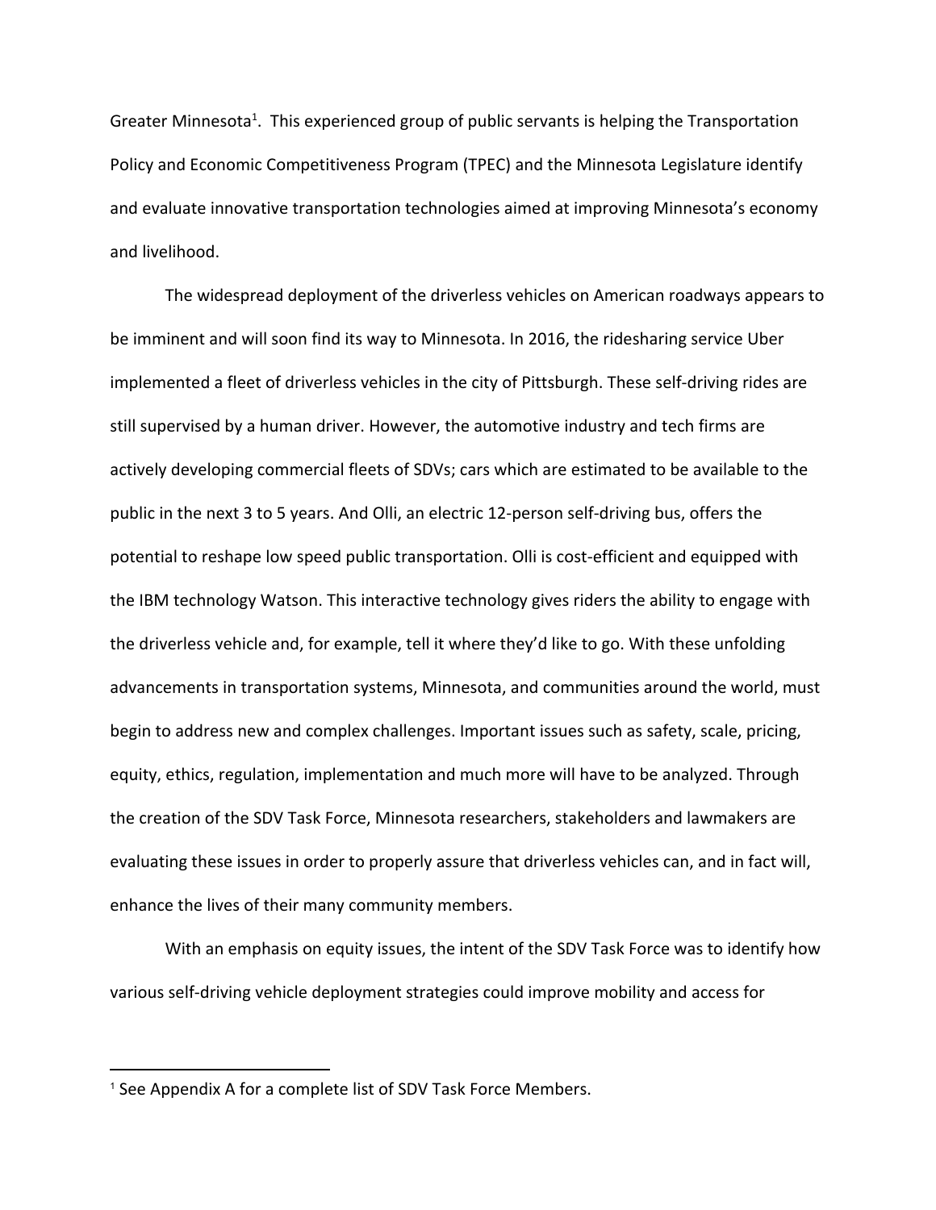Greater Minnesota[1]. This experienced group of public servants is helping the Transportation Policy and Economic Competitiveness Program (TPEC) and the Minnesota Legislature identify and evaluate innovative transportation technologies aimed at improving Minnesota's economy and livelihood.

The widespread deployment of the driverless vehicles on American roadways appears to be imminent and will soon find its way to Minnesota. In 2016, the ridesharing service Uber implemented a fleet of driverless vehicles in the city of Pittsburgh. These self-driving rides are still supervised by a human driver. However, the automotive industry and tech firms are actively developing commercial fleets of SDVs; cars which are estimated to be available to the public in the next 3 to 5 years. And Olli, an electric 12-person self-driving bus, offers the potential to reshape low speed public transportation. Olli is cost-efficient and equipped with the IBM technology Watson. This interactive technology gives riders the ability to engage with the driverless vehicle and, for example, tell it where they'd like to go. With these unfolding advancements in transportation systems, Minnesota, and communities around the world, must begin to address new and complex challenges. Important issues such as safety, scale, pricing, equity, ethics, regulation, implementation and much more will have to be analyzed. Through the creation of the SDV Task Force, Minnesota researchers, stakeholders and lawmakers are evaluating these issues in order to properly assure that driverless vehicles can, and in fact will, enhance the lives of their many community members.

With an emphasis on equity issues, the intent of the SDV Task Force was to identify how various self-driving vehicle deployment strategies could improve mobility and access for

---

[1] See Appendix A for a complete list of SDV Task Force Members.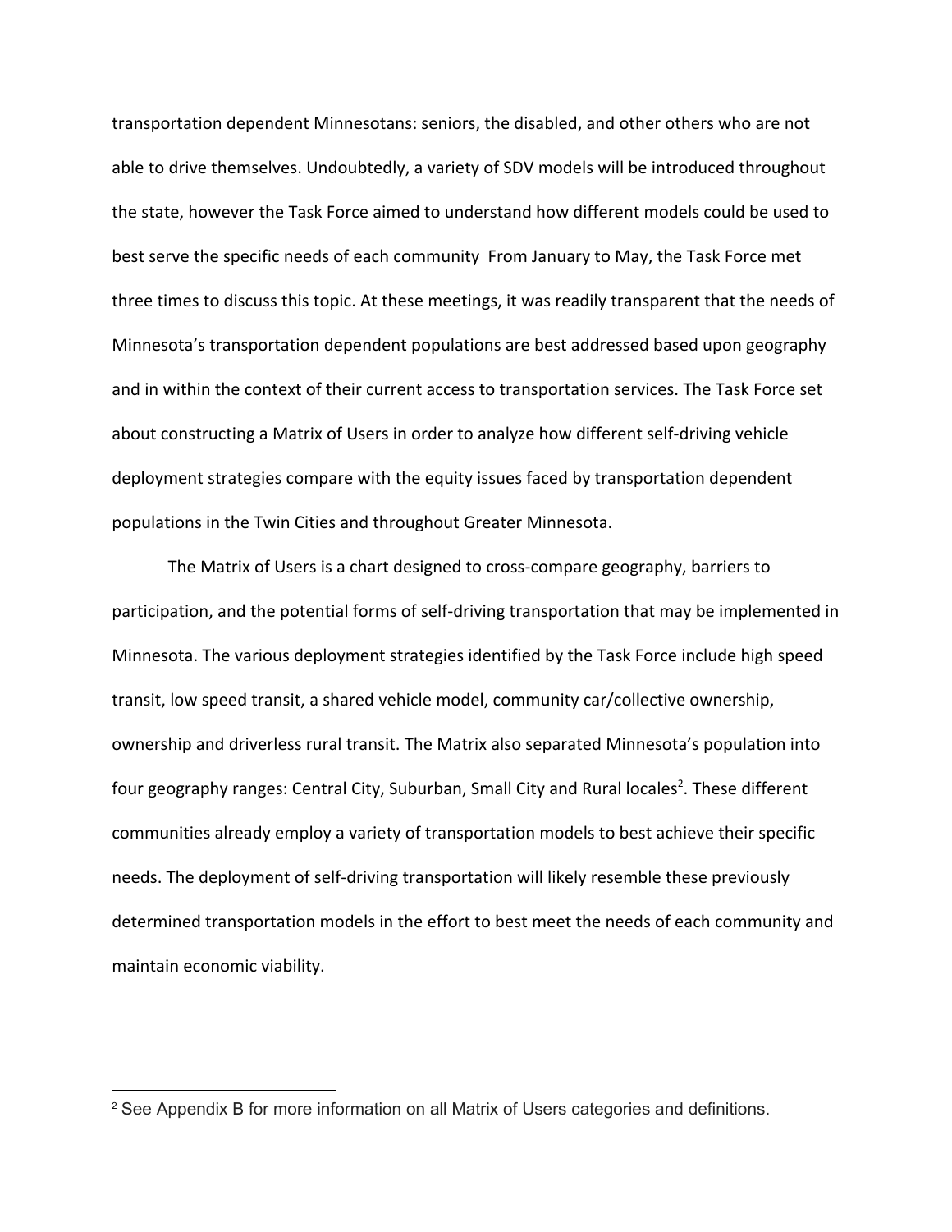transportation dependent Minnesotans: seniors, the disabled, and other others who are not able to drive themselves. Undoubtedly, a variety of SDV models will be introduced throughout the state, however the Task Force aimed to understand how different models could be used to best serve the specific needs of each community  From January to May, the Task Force met three times to discuss this topic. At these meetings, it was readily transparent that the needs of Minnesota's transportation dependent populations are best addressed based upon geography and in within the context of their current access to transportation services. The Task Force set about constructing a Matrix of Users in order to analyze how different self-driving vehicle deployment strategies compare with the equity issues faced by transportation dependent populations in the Twin Cities and throughout Greater Minnesota.

The Matrix of Users is a chart designed to cross-compare geography, barriers to participation, and the potential forms of self-driving transportation that may be implemented in Minnesota. The various deployment strategies identified by the Task Force include high speed transit, low speed transit, a shared vehicle model, community car/collective ownership, ownership and driverless rural transit. The Matrix also separated Minnesota's population into four geography ranges: Central City, Suburban, Small City and Rural locales[2]. These different communities already employ a variety of transportation models to best achieve their specific needs. The deployment of self-driving transportation will likely resemble these previously determined transportation models in the effort to best meet the needs of each community and maintain economic viability.

---

[2] See Appendix B for more information on all Matrix of Users categories and definitions.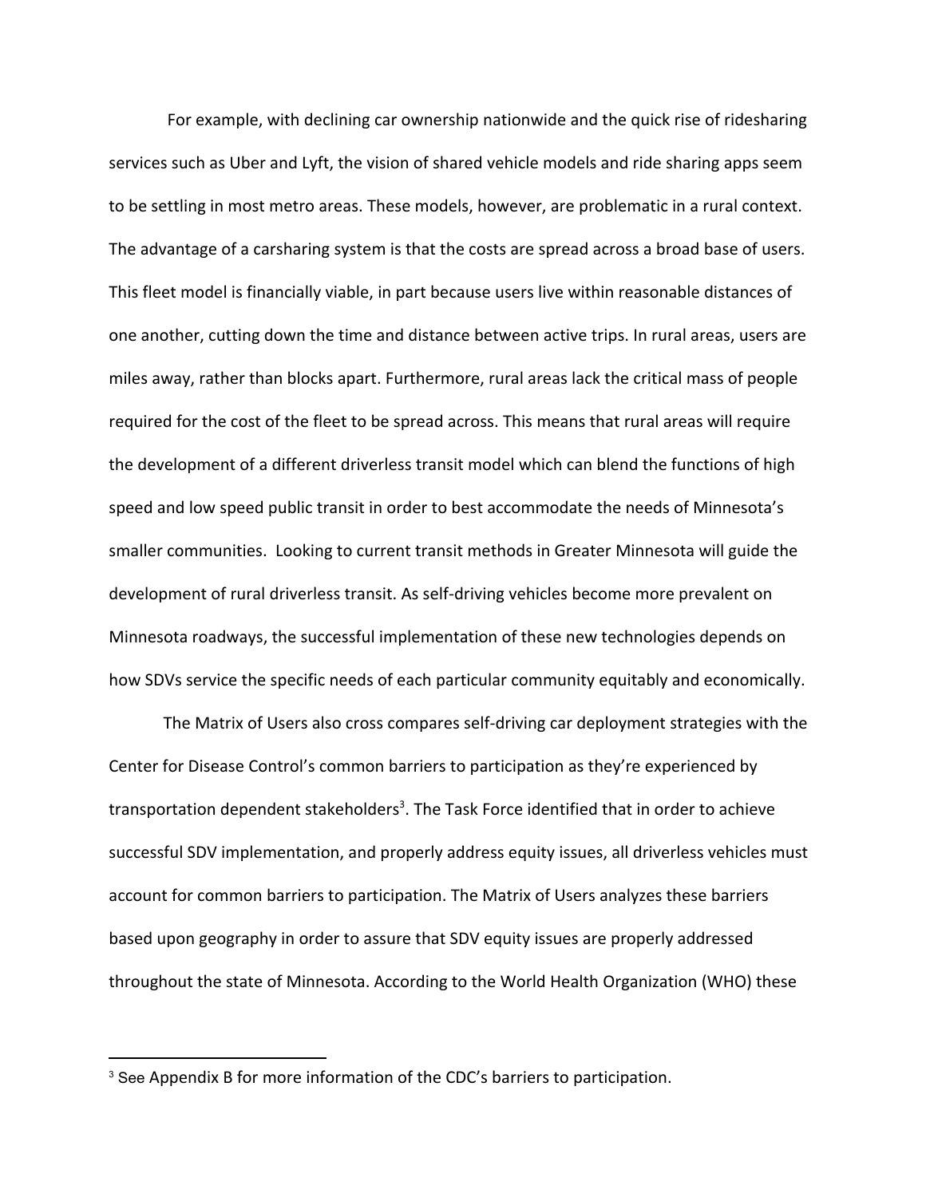For example, with declining car ownership nationwide and the quick rise of ridesharing services such as Uber and Lyft, the vision of shared vehicle models and ride sharing apps seem to be settling in most metro areas. These models, however, are problematic in a rural context. The advantage of a carsharing system is that the costs are spread across a broad base of users. This fleet model is financially viable, in part because users live within reasonable distances of one another, cutting down the time and distance between active trips. In rural areas, users are miles away, rather than blocks apart. Furthermore, rural areas lack the critical mass of people required for the cost of the fleet to be spread across. This means that rural areas will require the development of a different driverless transit model which can blend the functions of high speed and low speed public transit in order to best accommodate the needs of Minnesota's smaller communities. Looking to current transit methods in Greater Minnesota will guide the development of rural driverless transit. As self-driving vehicles become more prevalent on Minnesota roadways, the successful implementation of these new technologies depends on how SDVs service the specific needs of each particular community equitably and economically.

The Matrix of Users also cross compares self-driving car deployment strategies with the Center for Disease Control's common barriers to participation as they're experienced by transportation dependent stakeholders[3]. The Task Force identified that in order to achieve successful SDV implementation, and properly address equity issues, all driverless vehicles must account for common barriers to participation. The Matrix of Users analyzes these barriers based upon geography in order to assure that SDV equity issues are properly addressed throughout the state of Minnesota. According to the World Health Organization (WHO) these

[3] See Appendix B for more information of the CDC's barriers to participation.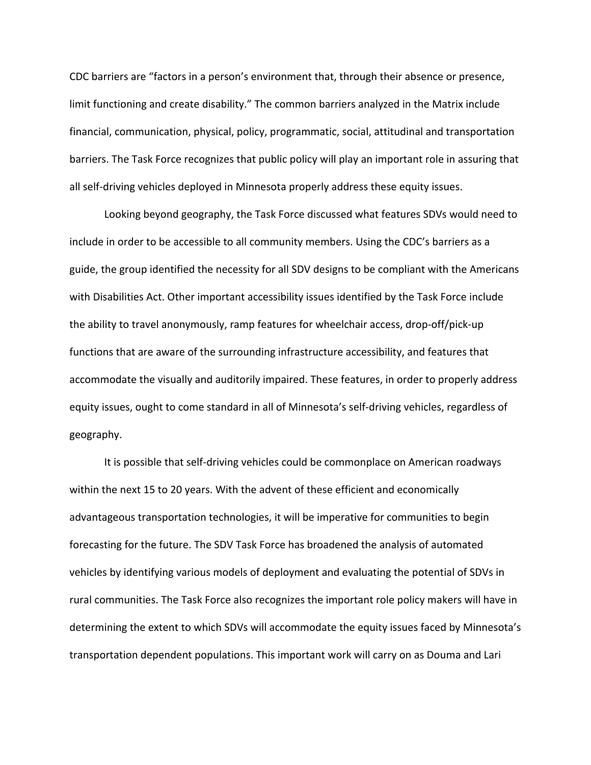CDC barriers are "factors in a person's environment that, through their absence or presence, limit functioning and create disability." The common barriers analyzed in the Matrix include financial, communication, physical, policy, programmatic, social, attitudinal and transportation barriers. The Task Force recognizes that public policy will play an important role in assuring that all self-driving vehicles deployed in Minnesota properly address these equity issues.

Looking beyond geography, the Task Force discussed what features SDVs would need to include in order to be accessible to all community members. Using the CDC's barriers as a guide, the group identified the necessity for all SDV designs to be compliant with the Americans with Disabilities Act. Other important accessibility issues identified by the Task Force include the ability to travel anonymously, ramp features for wheelchair access, drop-off/pick-up functions that are aware of the surrounding infrastructure accessibility, and features that accommodate the visually and auditorily impaired. These features, in order to properly address equity issues, ought to come standard in all of Minnesota's self-driving vehicles, regardless of geography.

It is possible that self-driving vehicles could be commonplace on American roadways within the next 15 to 20 years. With the advent of these efficient and economically advantageous transportation technologies, it will be imperative for communities to begin forecasting for the future. The SDV Task Force has broadened the analysis of automated vehicles by identifying various models of deployment and evaluating the potential of SDVs in rural communities. The Task Force also recognizes the important role policy makers will have in determining the extent to which SDVs will accommodate the equity issues faced by Minnesota's transportation dependent populations. This important work will carry on as Douma and Lari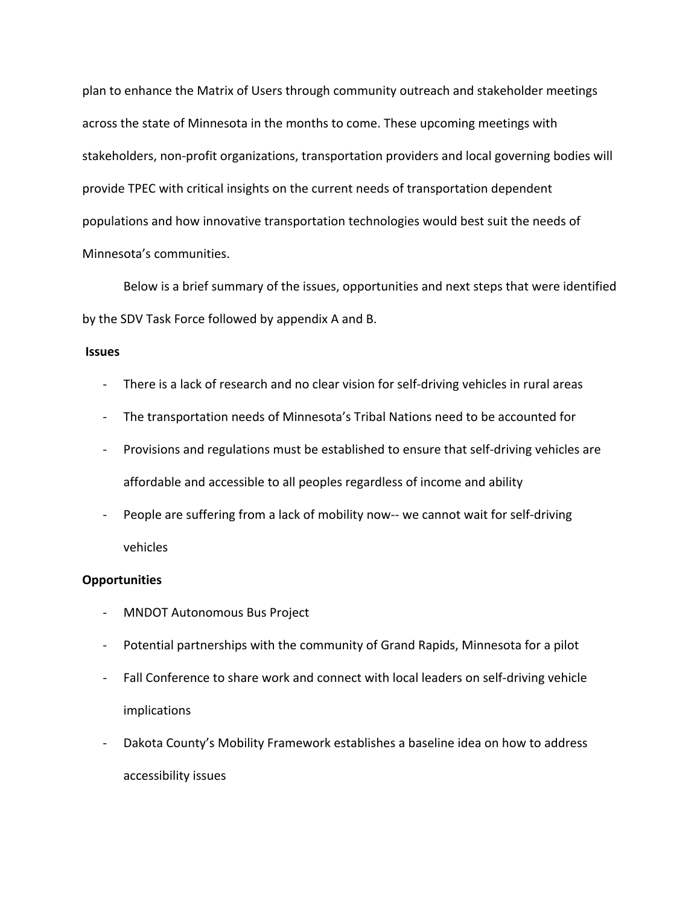plan to enhance the Matrix of Users through community outreach and stakeholder meetings across the state of Minnesota in the months to come. These upcoming meetings with stakeholders, non-profit organizations, transportation providers and local governing bodies will provide TPEC with critical insights on the current needs of transportation dependent populations and how innovative transportation technologies would best suit the needs of Minnesota's communities.

Below is a brief summary of the issues, opportunities and next steps that were identified by the SDV Task Force followed by appendix A and B.

**Issues**

- There is a lack of research and no clear vision for self-driving vehicles in rural areas
- The transportation needs of Minnesota's Tribal Nations need to be accounted for
- Provisions and regulations must be established to ensure that self-driving vehicles are affordable and accessible to all peoples regardless of income and ability
- People are suffering from a lack of mobility now-- we cannot wait for self-driving vehicles

**Opportunities**

- MNDOT Autonomous Bus Project
- Potential partnerships with the community of Grand Rapids, Minnesota for a pilot
- Fall Conference to share work and connect with local leaders on self-driving vehicle implications
- Dakota County's Mobility Framework establishes a baseline idea on how to address accessibility issues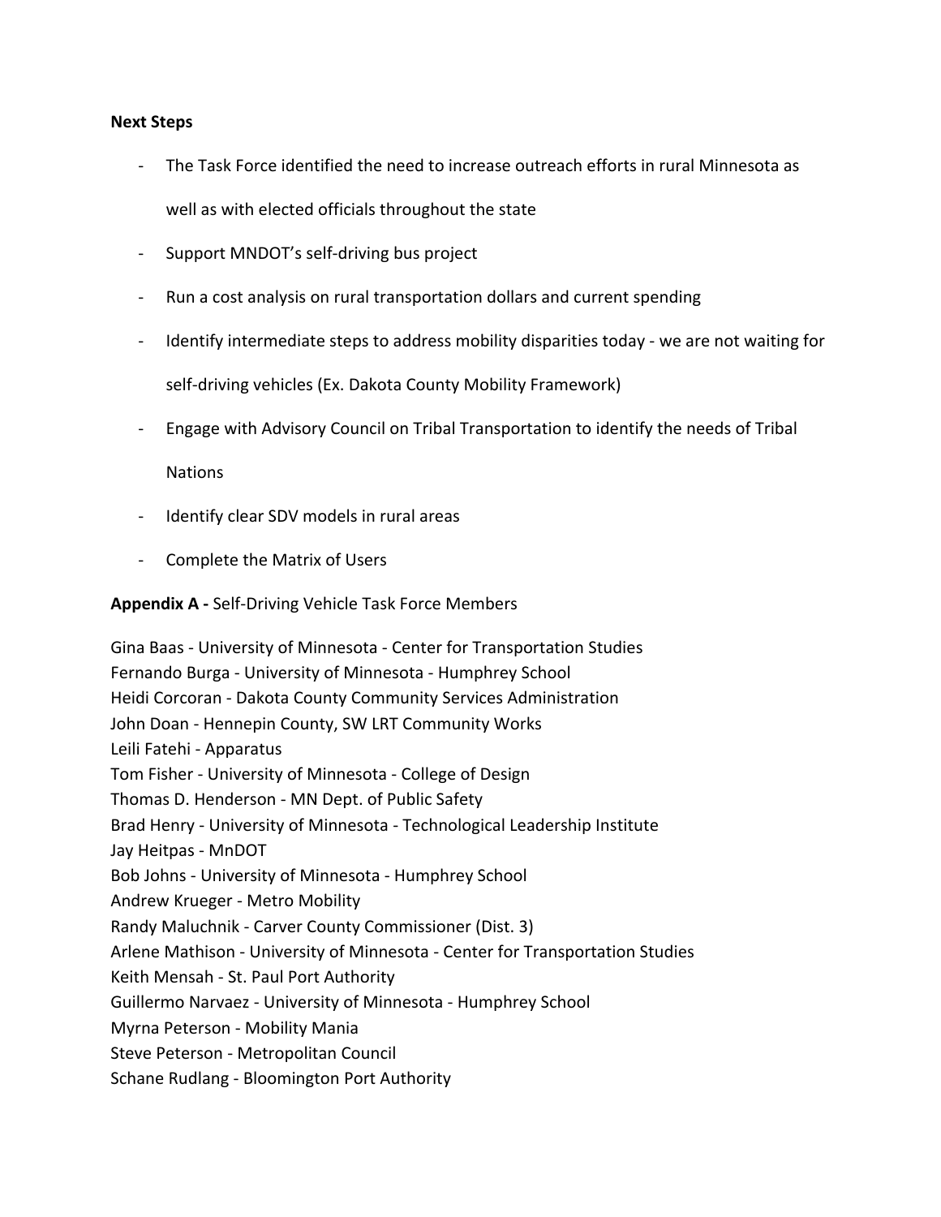**Next Steps**

- The Task Force identified the need to increase outreach efforts in rural Minnesota as well as with elected officials throughout the state
- Support MNDOT's self-driving bus project
- Run a cost analysis on rural transportation dollars and current spending
- Identify intermediate steps to address mobility disparities today - we are not waiting for self-driving vehicles (Ex. Dakota County Mobility Framework)
- Engage with Advisory Council on Tribal Transportation to identify the needs of Tribal Nations
- Identify clear SDV models in rural areas
- Complete the Matrix of Users

**Appendix A -** Self-Driving Vehicle Task Force Members

Gina Baas - University of Minnesota - Center for Transportation Studies
Fernando Burga - University of Minnesota - Humphrey School
Heidi Corcoran - Dakota County Community Services Administration
John Doan - Hennepin County, SW LRT Community Works
Leili Fatehi - Apparatus
Tom Fisher - University of Minnesota - College of Design
Thomas D. Henderson - MN Dept. of Public Safety
Brad Henry - University of Minnesota - Technological Leadership Institute
Jay Heitpas - MnDOT
Bob Johns - University of Minnesota - Humphrey School
Andrew Krueger - Metro Mobility
Randy Maluchnik - Carver County Commissioner (Dist. 3)
Arlene Mathison - University of Minnesota - Center for Transportation Studies
Keith Mensah - St. Paul Port Authority
Guillermo Narvaez - University of Minnesota - Humphrey School
Myrna Peterson - Mobility Mania
Steve Peterson - Metropolitan Council
Schane Rudlang - Bloomington Port Authority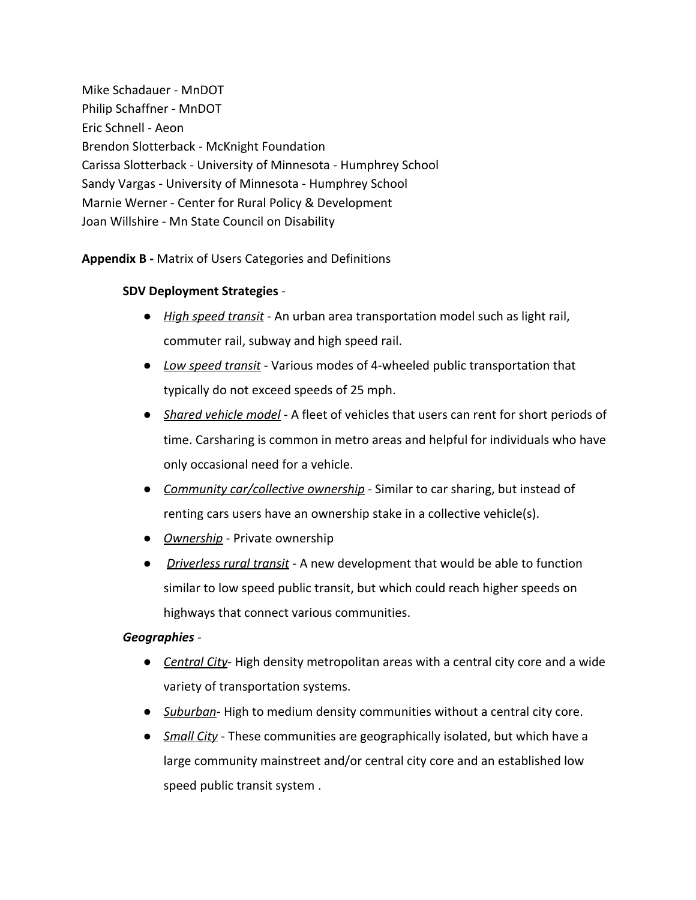Mike Schadauer - MnDOT
Philip Schaffner - MnDOT
Eric Schnell - Aeon
Brendon Slotterback - McKnight Foundation
Carissa Slotterback - University of Minnesota - Humphrey School
Sandy Vargas - University of Minnesota - Humphrey School
Marnie Werner - Center for Rural Policy & Development
Joan Willshire - Mn State Council on Disability

**Appendix B -** Matrix of Users Categories and Definitions

**SDV Deployment Strategies** -

- *High speed transit* - An urban area transportation model such as light rail, commuter rail, subway and high speed rail.
- *Low speed transit* - Various modes of 4-wheeled public transportation that typically do not exceed speeds of 25 mph.
- *Shared vehicle model* - A fleet of vehicles that users can rent for short periods of time. Carsharing is common in metro areas and helpful for individuals who have only occasional need for a vehicle.
- *Community car/collective ownership* - Similar to car sharing, but instead of renting cars users have an ownership stake in a collective vehicle(s).
- *Ownership* - Private ownership
- *Driverless rural transit* - A new development that would be able to function similar to low speed public transit, but which could reach higher speeds on highways that connect various communities.

***Geographies*** -

- *Central City*- High density metropolitan areas with a central city core and a wide variety of transportation systems.
- *Suburban*- High to medium density communities without a central city core.
- *Small City* - These communities are geographically isolated, but which have a large community mainstreet and/or central city core and an established low speed public transit system .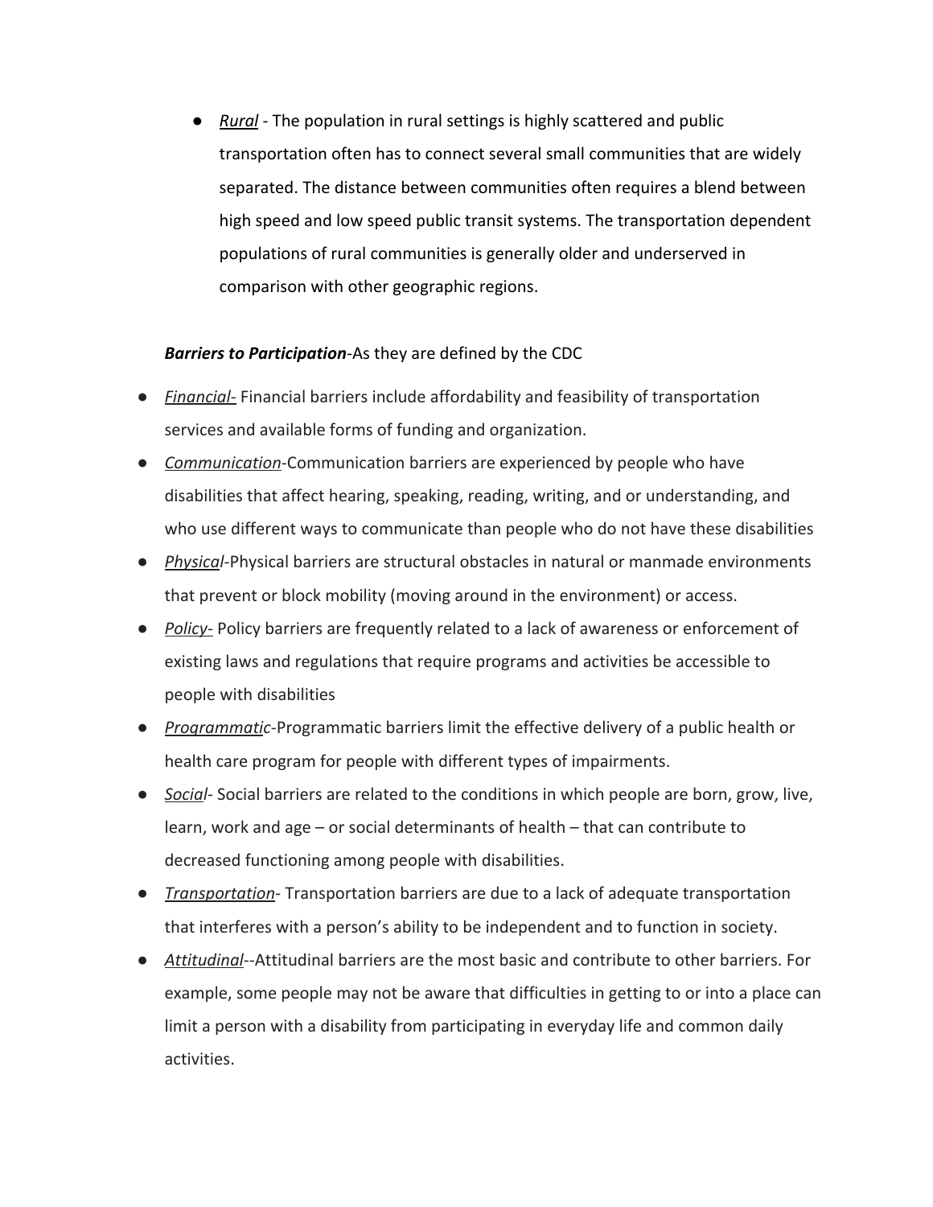- *Rural* - The population in rural settings is highly scattered and public transportation often has to connect several small communities that are widely separated. The distance between communities often requires a blend between high speed and low speed public transit systems. The transportation dependent populations of rural communities is generally older and underserved in comparison with other geographic regions.

***Barriers to Participation***-As they are defined by the CDC

- *Financial-* Financial barriers include affordability and feasibility of transportation services and available forms of funding and organization.
- *Communication*-Communication barriers are experienced by people who have disabilities that affect hearing, speaking, reading, writing, and or understanding, and who use different ways to communicate than people who do not have these disabilities
- *Physical*-Physical barriers are structural obstacles in natural or manmade environments that prevent or block mobility (moving around in the environment) or access.
- *Policy-* Policy barriers are frequently related to a lack of awareness or enforcement of existing laws and regulations that require programs and activities be accessible to people with disabilities
- *Programmatic*-Programmatic barriers limit the effective delivery of a public health or health care program for people with different types of impairments.
- *Social*- Social barriers are related to the conditions in which people are born, grow, live, learn, work and age – or social determinants of health – that can contribute to decreased functioning among people with disabilities.
- *Transportation*- Transportation barriers are due to a lack of adequate transportation that interferes with a person's ability to be independent and to function in society.
- *Attitudinal*--Attitudinal barriers are the most basic and contribute to other barriers. For example, some people may not be aware that difficulties in getting to or into a place can limit a person with a disability from participating in everyday life and common daily activities.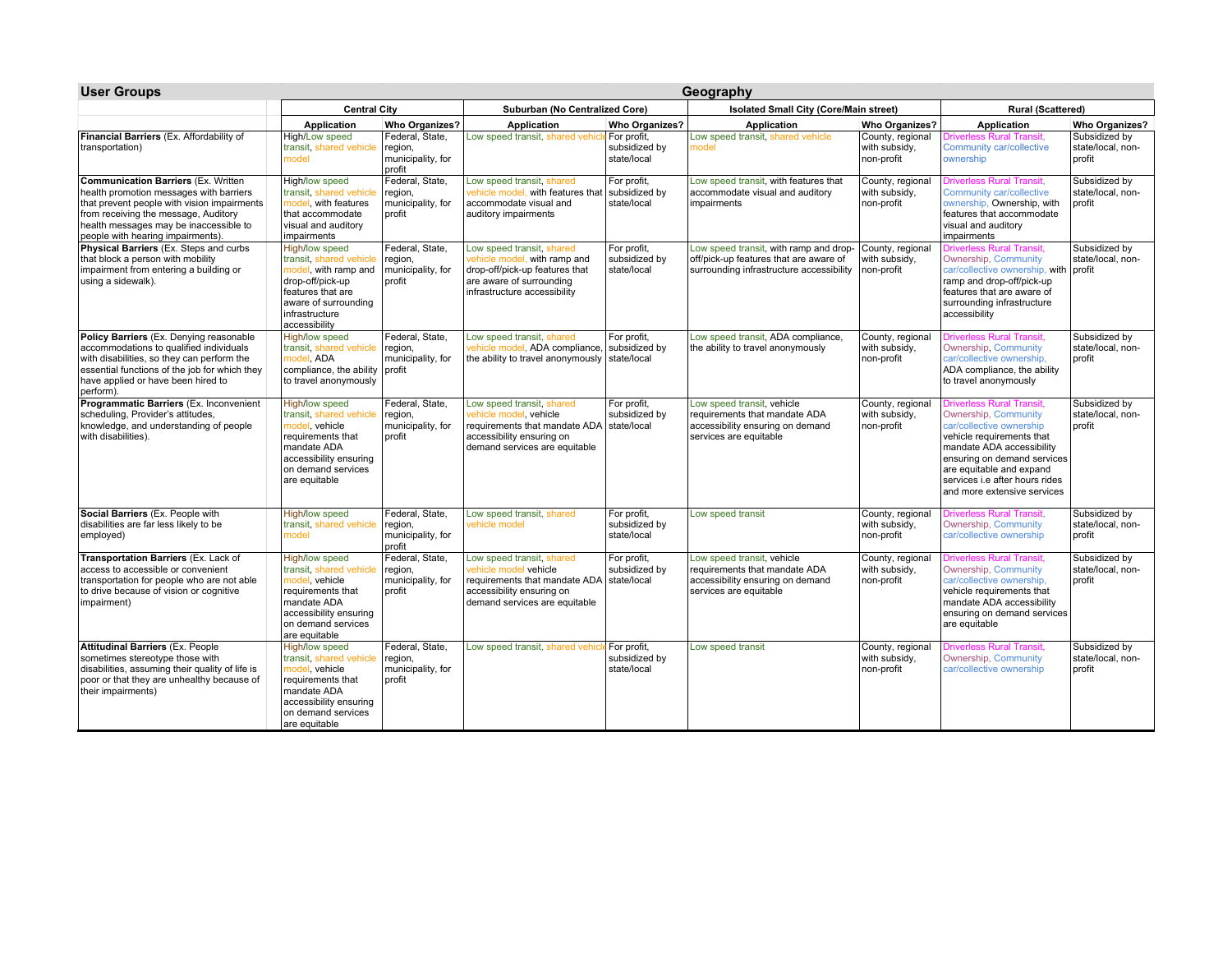| User Groups | Geography | | | | | | | |
|---|---|---|---|---|---|---|---|---|
| | Central City | | Suburban (No Centralized Core) | | Isolated Small City (Core/Main street) | | Rural (Scattered) | |
| | Application | Who Organizes? | Application | Who Organizes? | Application | Who Organizes? | Application | Who Organizes? |
| **Financial Barriers** (Ex. Affordability of transportation) | High/Low speed transit, shared vehicle model | Federal, State, region, municipality, for profit | Low speed transit, shared vehicle | For profit, subsidized by state/local | Low speed transit, shared vehicle model | County, regional with subsidy, non-profit | Driverless Rural Transit, Community car/collective ownership | Subsidized by state/local, non-profit |
| **Communication Barriers** (Ex. Written health promotion messages with barriers that prevent people with vision impairments from receiving the message, Auditory health messages may be inaccessible to people with hearing impairments). | High/low speed transit, shared vehicle model, with features that accommodate visual and auditory impairments | Federal, State, region, municipality, for profit | Low speed transit, shared vehicle model, with features that accommodate visual and auditory impairments | For profit, subsidized by state/local | Low speed transit, with features that accommodate visual and auditory impairments | County, regional with subsidy, non-profit | Driverless Rural Transit, Community car/collective ownership, Ownership, with features that accommodate visual and auditory impairments | Subsidized by state/local, non-profit |
| **Physical Barriers** (Ex. Steps and curbs that block a person with mobility impairment from entering a building or using a sidewalk). | High/low speed transit, shared vehicle model, with ramp and drop-off/pick-up features that are aware of surrounding infrastructure accessibility | Federal, State, region, municipality, for profit | Low speed transit, shared vehicle model, with ramp and drop-off/pick-up features that are aware of surrounding infrastructure accessibility | For profit, subsidized by state/local | Low speed transit, with ramp and drop-off/pick-up features that are aware of surrounding infrastructure accessibility | County, regional with subsidy, non-profit | Driverless Rural Transit, Ownership, Community car/collective ownership, with ramp and drop-off/pick-up features that are aware of surrounding infrastructure accessibility | Subsidized by state/local, non-profit |
| **Policy Barriers** (Ex. Denying reasonable accommodations to qualified individuals with disabilities, so they can perform the essential functions of the job for which they have applied or have been hired to perform). | High/low speed transit, shared vehicle model, ADA compliance, the ability to travel anonymously | Federal, State, region, municipality, for profit | Low speed transit, shared vehicle model, ADA compliance, the ability to travel anonymously | For profit, subsidized by state/local | Low speed transit, ADA compliance, the ability to travel anonymously | County, regional with subsidy, non-profit | Driverless Rural Transit, Ownership, Community car/collective ownership, ADA compliance, the ability to travel anonymously | Subsidized by state/local, non-profit |
| **Programmatic Barriers** (Ex. Inconvenient scheduling, Provider's attitudes, knowledge, and understanding of people with disabilities). | High/low speed transit, shared vehicle model, vehicle requirements that mandate ADA accessibility ensuring on demand services are equitable | Federal, State, region, municipality, for profit | Low speed transit, shared vehicle model, vehicle requirements that mandate ADA accessibility ensuring on demand services are equitable | For profit, subsidized by state/local | Low speed transit, vehicle requirements that mandate ADA accessibility ensuring on demand services are equitable | County, regional with subsidy, non-profit | Driverless Rural Transit, Ownership, Community car/collective ownership vehicle requirements that mandate ADA accessibility ensuring on demand services are equitable and expand services i.e after hours rides and more extensive services | Subsidized by state/local, non-profit |
| **Social Barriers** (Ex. People with disabilities are far less likely to be employed) | High/low speed transit, shared vehicle model | Federal, State, region, municipality, for profit | Low speed transit, shared vehicle model | For profit, subsidized by state/local | Low speed transit | County, regional with subsidy, non-profit | Driverless Rural Transit, Ownership, Community car/collective ownership | Subsidized by state/local, non-profit |
| **Transportation Barriers** (Ex. Lack of access to accessible or convenient transportation for people who are not able to drive because of vision or cognitive impairment) | High/low speed transit, shared vehicle model, vehicle requirements that mandate ADA accessibility ensuring on demand services are equitable | Federal, State, region, municipality, for profit | Low speed transit, shared vehicle model vehicle requirements that mandate ADA accessibility ensuring on demand services are equitable | For profit, subsidized by state/local | Low speed transit, vehicle requirements that mandate ADA accessibility ensuring on demand services are equitable | County, regional with subsidy, non-profit | Driverless Rural Transit, Ownership, Community car/collective ownership, vehicle requirements that mandate ADA accessibility ensuring on demand services are equitable | Subsidized by state/local, non-profit |
| **Attitudinal Barriers** (Ex. People sometimes stereotype those with disabilities, assuming their quality of life is poor or that they are unhealthy because of their impairments) | High/low speed transit, shared vehicle model, vehicle requirements that mandate ADA accessibility ensuring on demand services are equitable | Federal, State, region, municipality, for profit | Low speed transit, shared vehicle | For profit, subsidized by state/local | Low speed transit | County, regional with subsidy, non-profit | Driverless Rural Transit, Ownership, Community car/collective ownership | Subsidized by state/local, non-profit |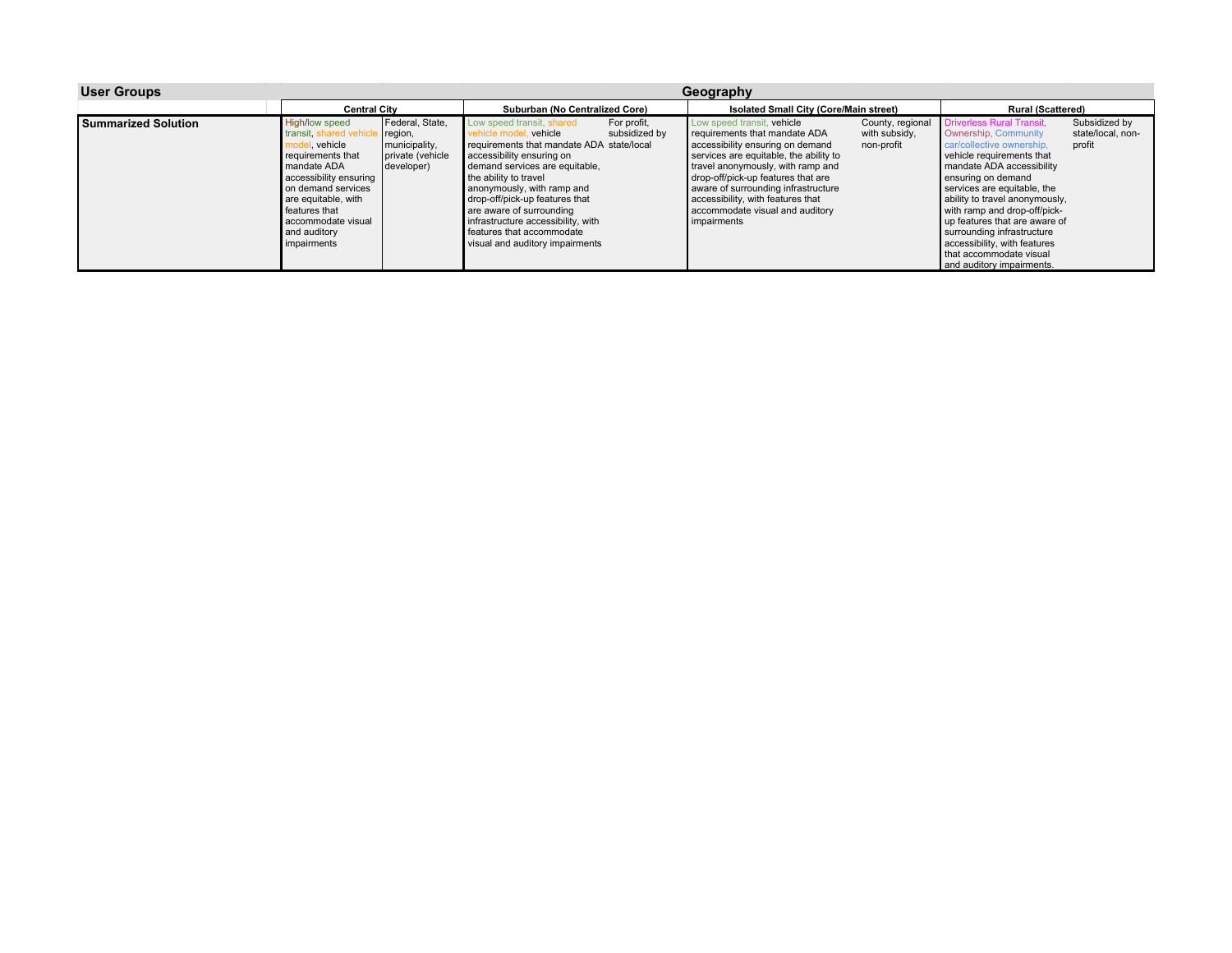| User Groups | Geography | | | | | | | |
|---|---|---|---|---|---|---|---|---|
| | Central City | | Suburban (No Centralized Core) | | Isolated Small City (Core/Main street) | | Rural (Scattered) | |
| Summarized Solution | High/low speed transit, shared vehicle model, vehicle requirements that mandate ADA accessibility ensuring on demand services are equitable, with features that accommodate visual and auditory impairments | Federal, State, region, municipality, private (vehicle developer) | Low speed transit, shared vehicle model, vehicle requirements that mandate ADA accessibility ensuring on demand services are equitable, the ability to travel anonymously, with ramp and drop-off/pick-up features that are aware of surrounding infrastructure accessibility, with features that accommodate visual and auditory impairments | For profit, subsidized by state/local | Low speed transit, vehicle requirements that mandate ADA accessibility ensuring on demand services are equitable, the ability to travel anonymously, with ramp and drop-off/pick-up features that are aware of surrounding infrastructure accessibility, with features that accommodate visual and auditory impairments | County, regional with subsidy, non-profit | Driverless Rural Transit, Ownership, Community car/collective ownership, vehicle requirements that mandate ADA accessibility ensuring on demand services are equitable, the ability to travel anonymously, with ramp and drop-off/pick-up features that are aware of surrounding infrastructure accessibility, with features that accommodate visual and auditory impairments. | Subsidized by state/local, non-profit |